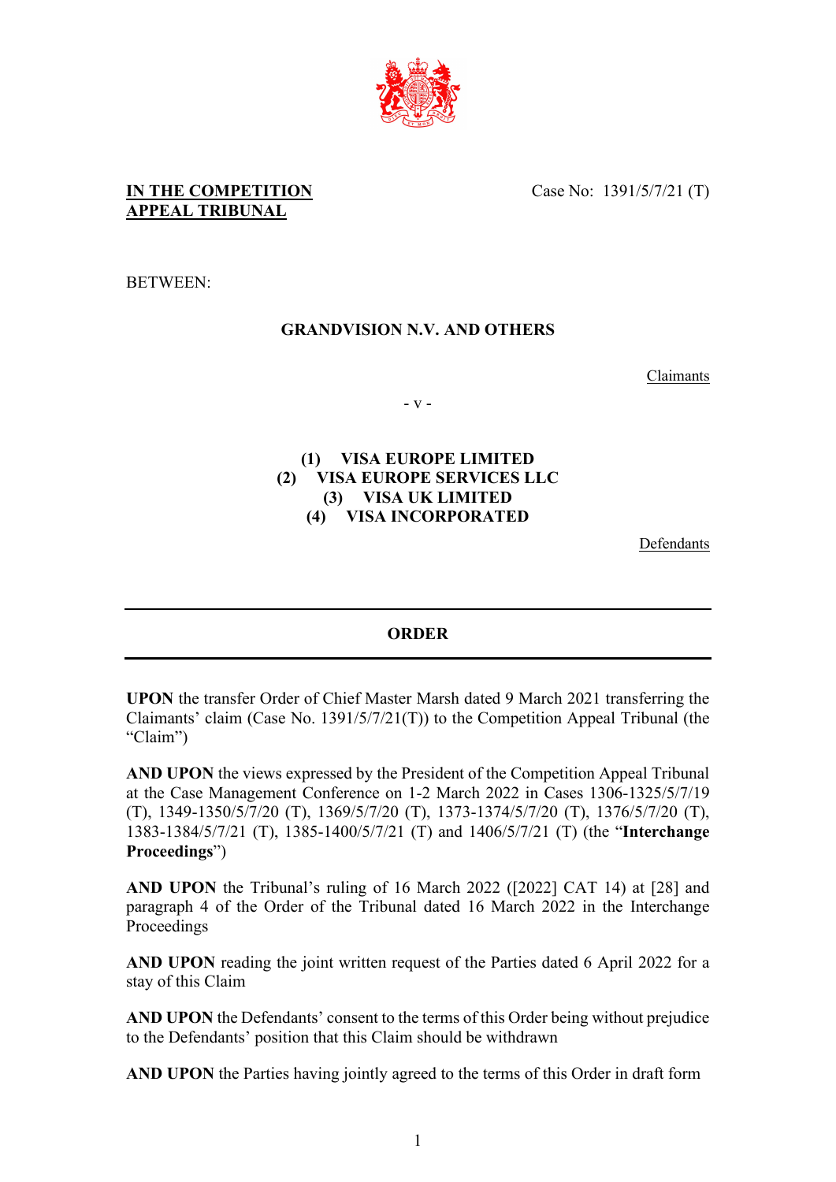**IN THE COMPETITION APPEAL TRIBUNAL**

Case No: 1391/5/7/21 (T)

BETWEEN:

**GRANDVISION N.V. AND OTHERS**

Claimants

- v -

**(1) VISA EUROPE LIMITED**
**(2) VISA EUROPE SERVICES LLC**
**(3) VISA UK LIMITED**
**(4) VISA INCORPORATED**

Defendants

---

## ORDER

---

**UPON** the transfer Order of Chief Master Marsh dated 9 March 2021 transferring the Claimants' claim (Case No. 1391/5/7/21(T)) to the Competition Appeal Tribunal (the "Claim")

**AND UPON** the views expressed by the President of the Competition Appeal Tribunal at the Case Management Conference on 1-2 March 2022 in Cases 1306-1325/5/7/19 (T), 1349-1350/5/7/20 (T), 1369/5/7/20 (T), 1373-1374/5/7/20 (T), 1376/5/7/20 (T), 1383-1384/5/7/21 (T), 1385-1400/5/7/21 (T) and 1406/5/7/21 (T) (the "**Interchange Proceedings**")

**AND UPON** the Tribunal's ruling of 16 March 2022 ([2022] CAT 14) at [28] and paragraph 4 of the Order of the Tribunal dated 16 March 2022 in the Interchange Proceedings

**AND UPON** reading the joint written request of the Parties dated 6 April 2022 for a stay of this Claim

**AND UPON** the Defendants' consent to the terms of this Order being without prejudice to the Defendants' position that this Claim should be withdrawn

**AND UPON** the Parties having jointly agreed to the terms of this Order in draft form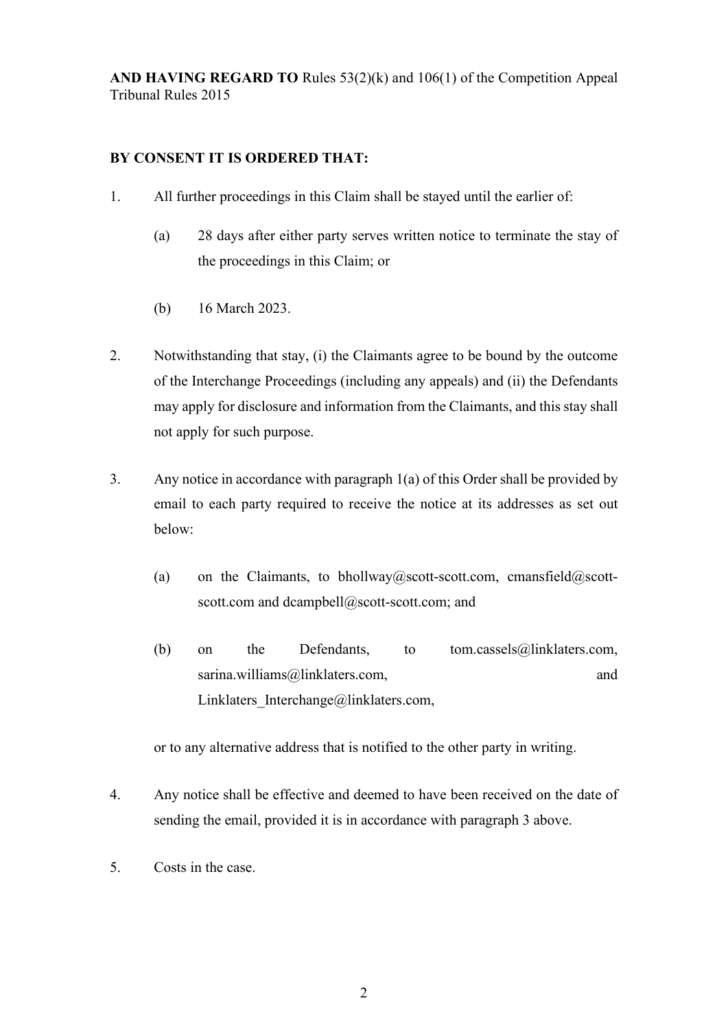**AND HAVING REGARD TO** Rules 53(2)(k) and 106(1) of the Competition Appeal Tribunal Rules 2015

**BY CONSENT IT IS ORDERED THAT:**

1. All further proceedings in this Claim shall be stayed until the earlier of:

   (a) 28 days after either party serves written notice to terminate the stay of the proceedings in this Claim; or

   (b) 16 March 2023.

2. Notwithstanding that stay, (i) the Claimants agree to be bound by the outcome of the Interchange Proceedings (including any appeals) and (ii) the Defendants may apply for disclosure and information from the Claimants, and this stay shall not apply for such purpose.

3. Any notice in accordance with paragraph 1(a) of this Order shall be provided by email to each party required to receive the notice at its addresses as set out below:

   (a) on the Claimants, to bhollway@scott-scott.com, cmansfield@scott-scott.com and dcampbell@scott-scott.com; and

   (b) on the Defendants, to tom.cassels@linklaters.com, sarina.williams@linklaters.com, and Linklaters_Interchange@linklaters.com,

   or to any alternative address that is notified to the other party in writing.

4. Any notice shall be effective and deemed to have been received on the date of sending the email, provided it is in accordance with paragraph 3 above.

5. Costs in the case.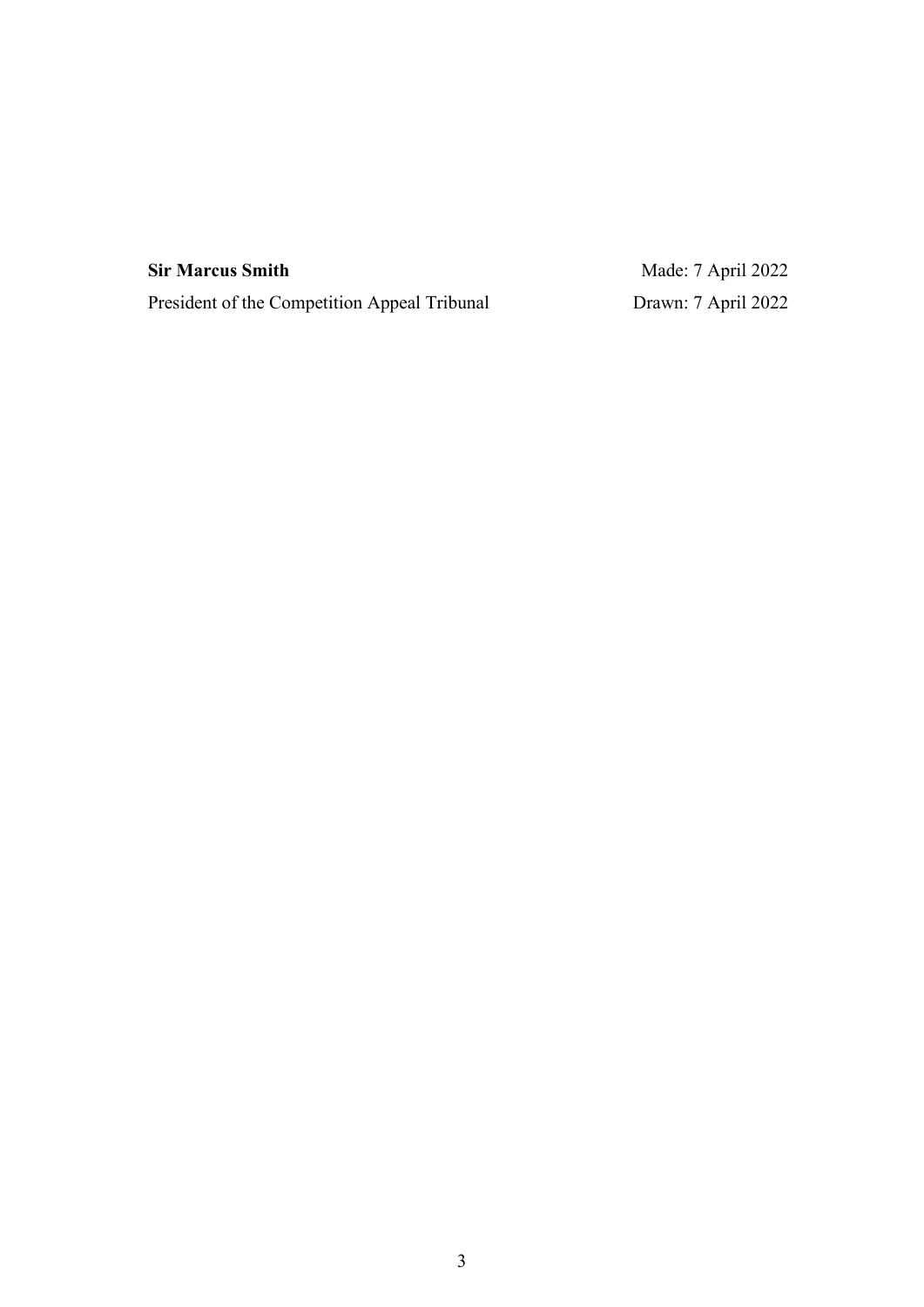**Sir Marcus Smith** Made: 7 April 2022

President of the Competition Appeal Tribunal Drawn: 7 April 2022